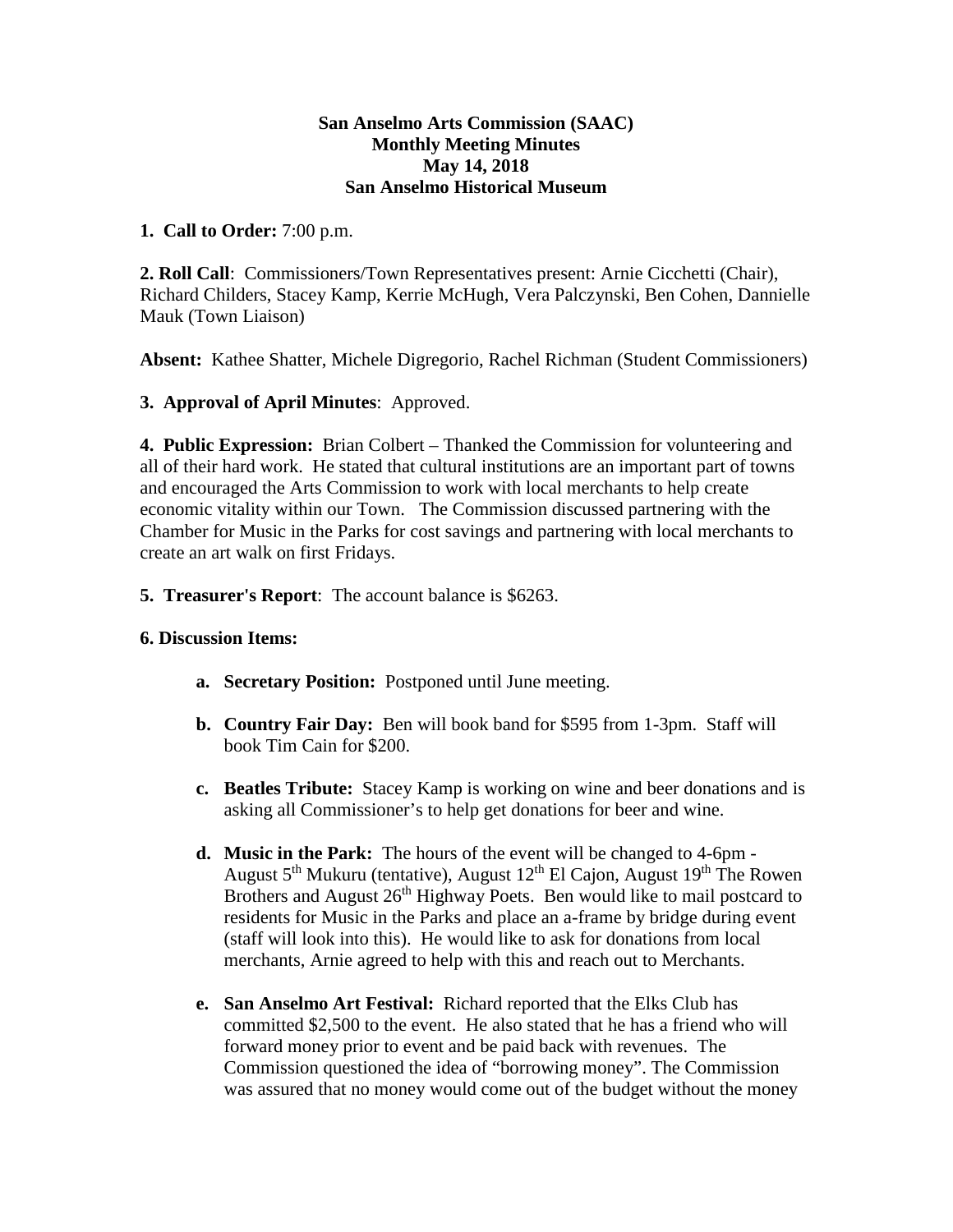**San Anselmo Arts Commission (SAAC)**
**Monthly Meeting Minutes**
**May 14, 2018**
**San Anselmo Historical Museum**

**1. Call to Order:** 7:00 p.m.

**2. Roll Call**: Commissioners/Town Representatives present: Arnie Cicchetti (Chair), Richard Childers, Stacey Kamp, Kerrie McHugh, Vera Palczynski, Ben Cohen, Dannielle Mauk (Town Liaison)

**Absent:** Kathee Shatter, Michele Digregorio, Rachel Richman (Student Commissioners)

**3. Approval of April Minutes**: Approved.

**4. Public Expression:** Brian Colbert – Thanked the Commission for volunteering and all of their hard work. He stated that cultural institutions are an important part of towns and encouraged the Arts Commission to work with local merchants to help create economic vitality within our Town. The Commission discussed partnering with the Chamber for Music in the Parks for cost savings and partnering with local merchants to create an art walk on first Fridays.

**5. Treasurer's Report**: The account balance is $6263.

**6. Discussion Items:**

- **a. Secretary Position:** Postponed until June meeting.

- **b. Country Fair Day:** Ben will book band for $595 from 1-3pm. Staff will book Tim Cain for $200.

- **c. Beatles Tribute:** Stacey Kamp is working on wine and beer donations and is asking all Commissioner's to help get donations for beer and wine.

- **d. Music in the Park:** The hours of the event will be changed to 4-6pm - August 5th Mukuru (tentative), August 12th El Cajon, August 19th The Rowen Brothers and August 26th Highway Poets. Ben would like to mail postcard to residents for Music in the Parks and place an a-frame by bridge during event (staff will look into this). He would like to ask for donations from local merchants, Arnie agreed to help with this and reach out to Merchants.

- **e. San Anselmo Art Festival:** Richard reported that the Elks Club has committed $2,500 to the event. He also stated that he has a friend who will forward money prior to event and be paid back with revenues. The Commission questioned the idea of "borrowing money". The Commission was assured that no money would come out of the budget without the money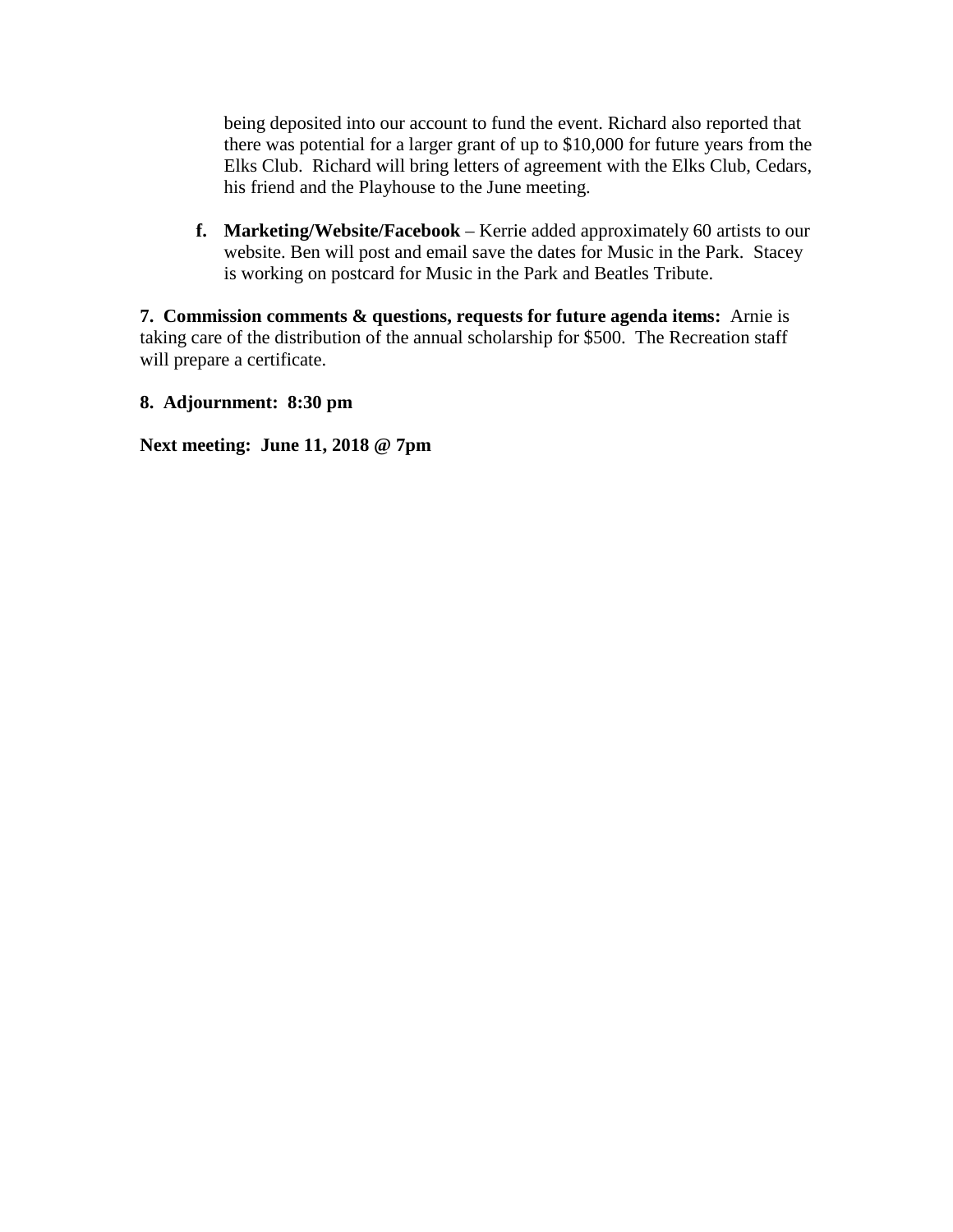being deposited into our account to fund the event. Richard also reported that there was potential for a larger grant of up to $10,000 for future years from the Elks Club. Richard will bring letters of agreement with the Elks Club, Cedars, his friend and the Playhouse to the June meeting.

**f. Marketing/Website/Facebook** – Kerrie added approximately 60 artists to our website. Ben will post and email save the dates for Music in the Park. Stacey is working on postcard for Music in the Park and Beatles Tribute.

**7. Commission comments & questions, requests for future agenda items:** Arnie is taking care of the distribution of the annual scholarship for $500. The Recreation staff will prepare a certificate.

**8. Adjournment: 8:30 pm**

**Next meeting: June 11, 2018 @ 7pm**